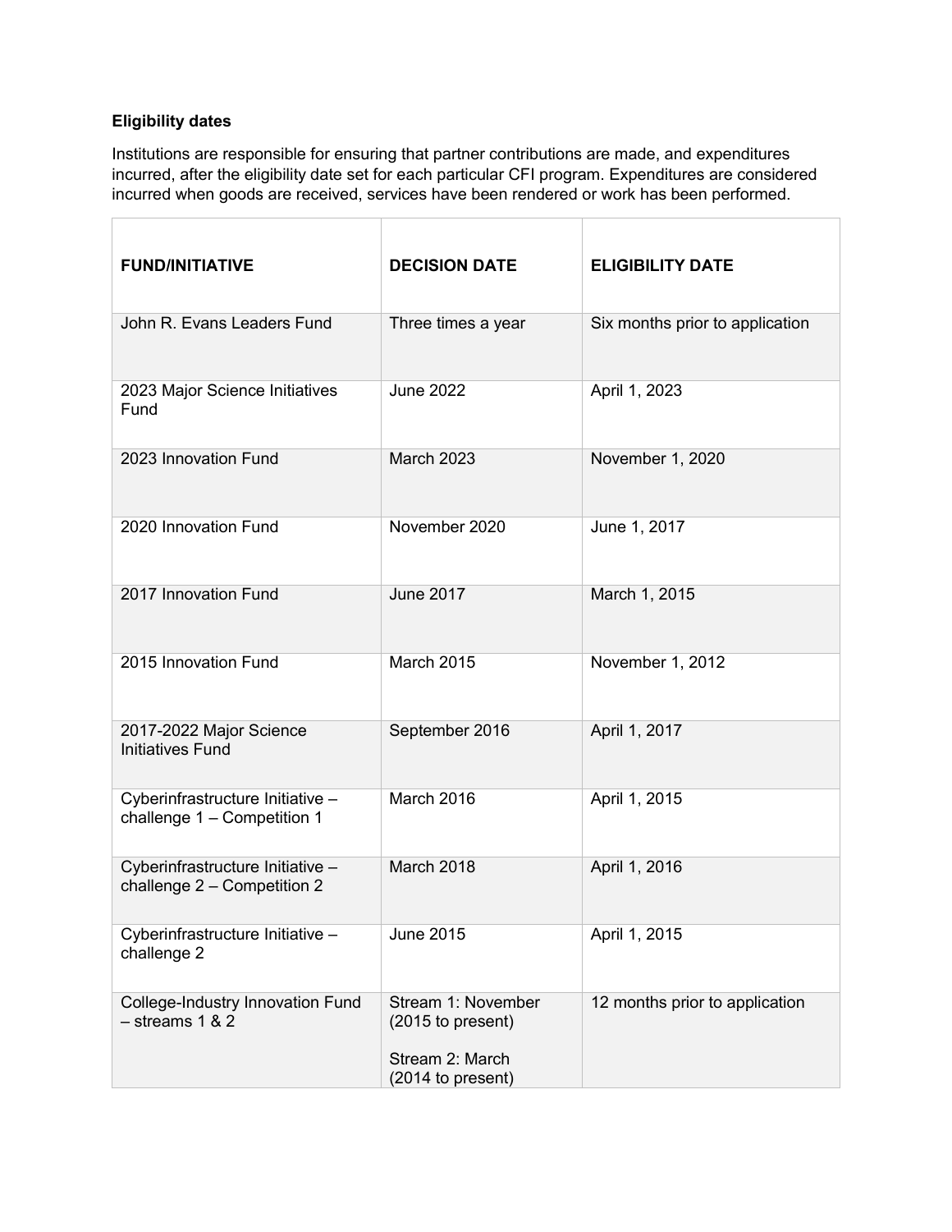**Eligibility dates**

Institutions are responsible for ensuring that partner contributions are made, and expenditures incurred, after the eligibility date set for each particular CFI program. Expenditures are considered incurred when goods are received, services have been rendered or work has been performed.

| FUND/INITIATIVE | DECISION DATE | ELIGIBILITY DATE |
|---|---|---|
| John R. Evans Leaders Fund | Three times a year | Six months prior to application |
| 2023 Major Science Initiatives Fund | June 2022 | April 1, 2023 |
| 2023 Innovation Fund | March 2023 | November 1, 2020 |
| 2020 Innovation Fund | November 2020 | June 1, 2017 |
| 2017 Innovation Fund | June 2017 | March 1, 2015 |
| 2015 Innovation Fund | March 2015 | November 1, 2012 |
| 2017-2022 Major Science Initiatives Fund | September 2016 | April 1, 2017 |
| Cyberinfrastructure Initiative – challenge 1 – Competition 1 | March 2016 | April 1, 2015 |
| Cyberinfrastructure Initiative – challenge 2 – Competition 2 | March 2018 | April 1, 2016 |
| Cyberinfrastructure Initiative – challenge 2 | June 2015 | April 1, 2015 |
| College-Industry Innovation Fund – streams 1 & 2 | Stream 1: November (2015 to present)<br><br>Stream 2: March (2014 to present) | 12 months prior to application |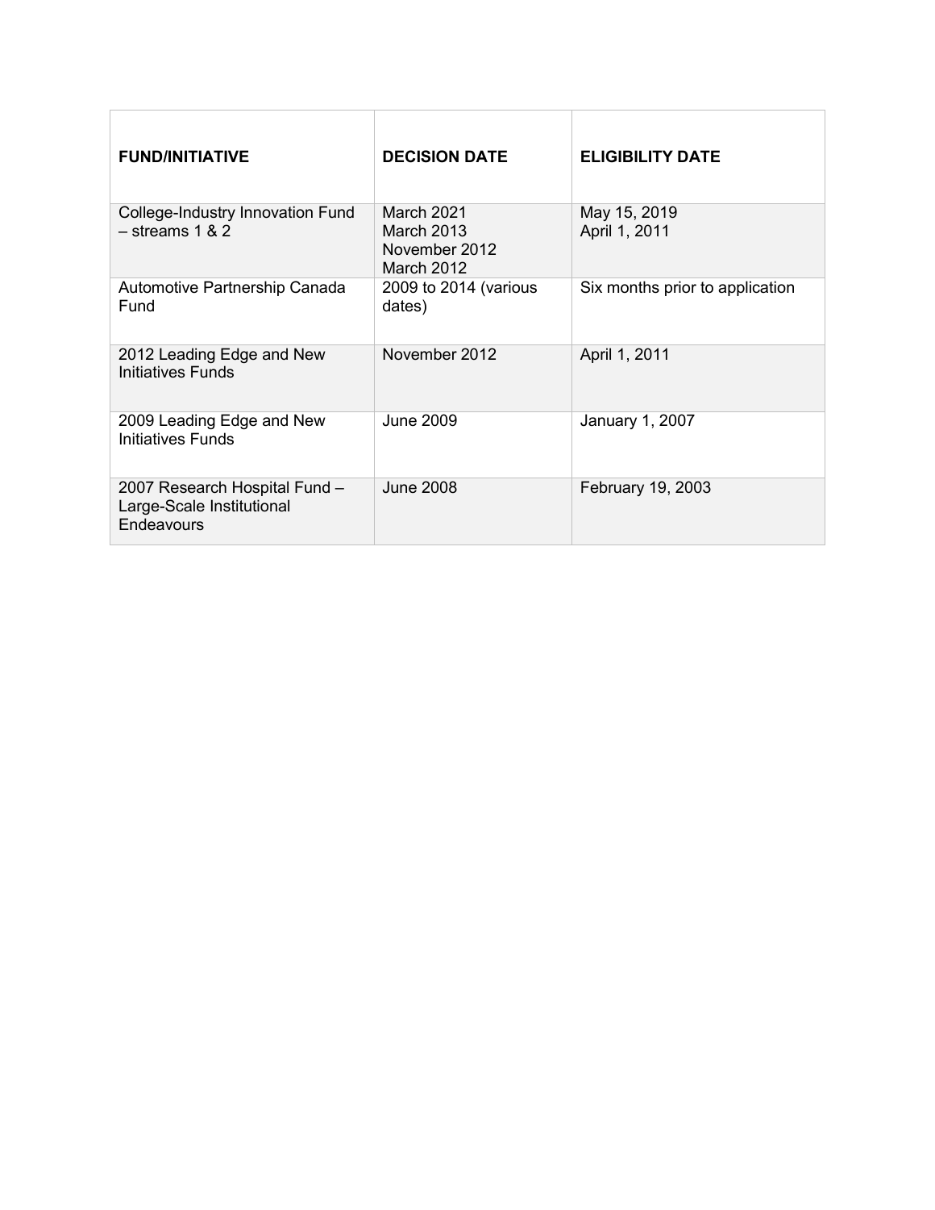| FUND/INITIATIVE | DECISION DATE | ELIGIBILITY DATE |
|---|---|---|
| College-Industry Innovation Fund – streams 1 & 2 | March 2021<br>March 2013<br>November 2012<br>March 2012 | May 15, 2019<br>April 1, 2011 |
| Automotive Partnership Canada Fund | 2009 to 2014 (various dates) | Six months prior to application |
| 2012 Leading Edge and New Initiatives Funds | November 2012 | April 1, 2011 |
| 2009 Leading Edge and New Initiatives Funds | June 2009 | January 1, 2007 |
| 2007 Research Hospital Fund – Large-Scale Institutional Endeavours | June 2008 | February 19, 2003 |